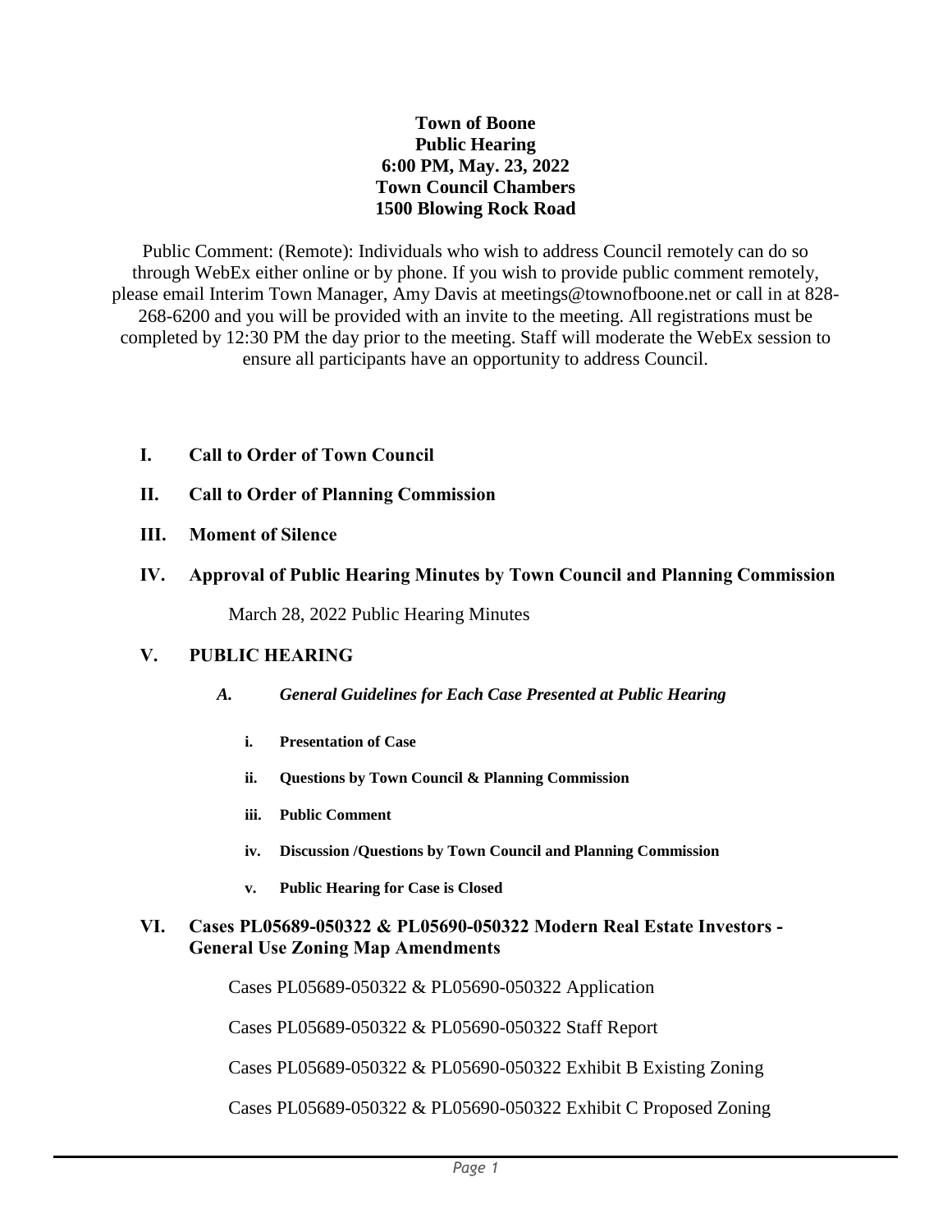**Town of Boone**
**Public Hearing**
**6:00 PM, May. 23, 2022**
**Town Council Chambers**
**1500 Blowing Rock Road**

Public Comment: (Remote): Individuals who wish to address Council remotely can do so through WebEx either online or by phone. If you wish to provide public comment remotely, please email Interim Town Manager, Amy Davis at meetings@townofboone.net or call in at 828-268-6200 and you will be provided with an invite to the meeting. All registrations must be completed by 12:30 PM the day prior to the meeting. Staff will moderate the WebEx session to ensure all participants have an opportunity to address Council.

## I. Call to Order of Town Council

## II. Call to Order of Planning Commission

## III. Moment of Silence

## IV. Approval of Public Hearing Minutes by Town Council and Planning Commission

March 28, 2022 Public Hearing Minutes

## V. PUBLIC HEARING

### A. *General Guidelines for Each Case Presented at Public Hearing*

i. **Presentation of Case**

ii. **Questions by Town Council & Planning Commission**

iii. **Public Comment**

iv. **Discussion /Questions by Town Council and Planning Commission**

v. **Public Hearing for Case is Closed**

## VI. Cases PL05689-050322 & PL05690-050322 Modern Real Estate Investors - General Use Zoning Map Amendments

Cases PL05689-050322 & PL05690-050322 Application

Cases PL05689-050322 & PL05690-050322 Staff Report

Cases PL05689-050322 & PL05690-050322 Exhibit B Existing Zoning

Cases PL05689-050322 & PL05690-050322 Exhibit C Proposed Zoning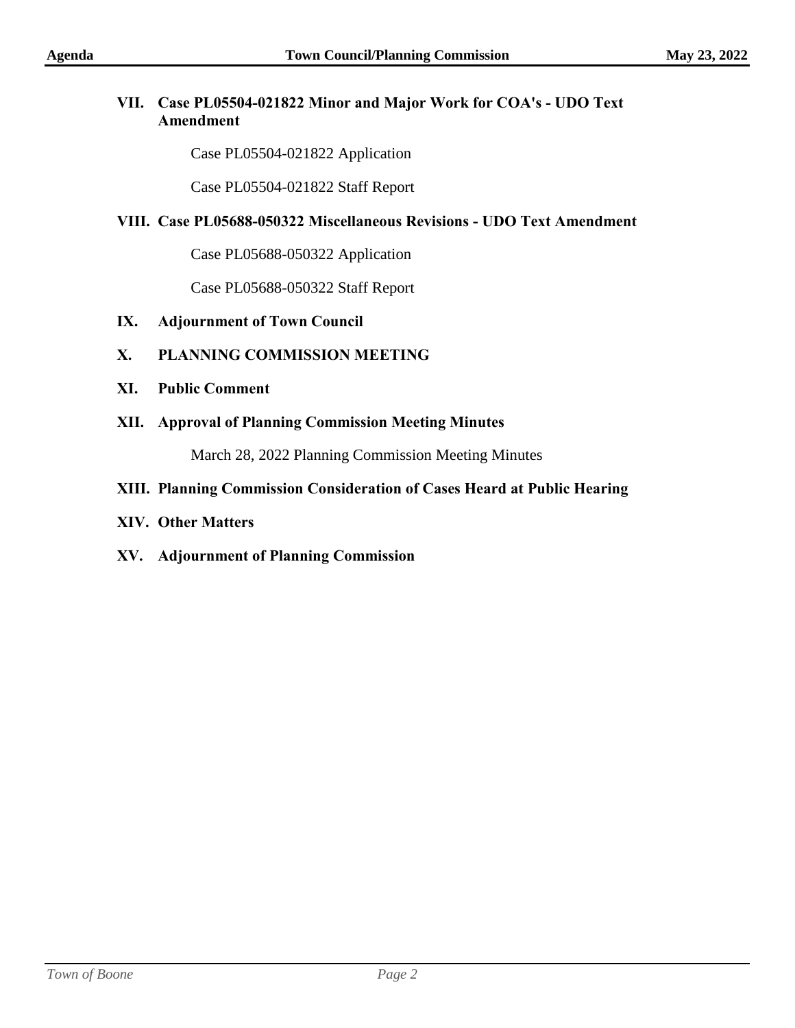**VII. Case PL05504-021822 Minor and Major Work for COA's - UDO Text Amendment**

Case PL05504-021822 Application

Case PL05504-021822 Staff Report

**VIII. Case PL05688-050322 Miscellaneous Revisions - UDO Text Amendment**

Case PL05688-050322 Application

Case PL05688-050322 Staff Report

**IX. Adjournment of Town Council**

**X. PLANNING COMMISSION MEETING**

**XI. Public Comment**

**XII. Approval of Planning Commission Meeting Minutes**

March 28, 2022 Planning Commission Meeting Minutes

**XIII. Planning Commission Consideration of Cases Heard at Public Hearing**

**XIV. Other Matters**

**XV. Adjournment of Planning Commission**